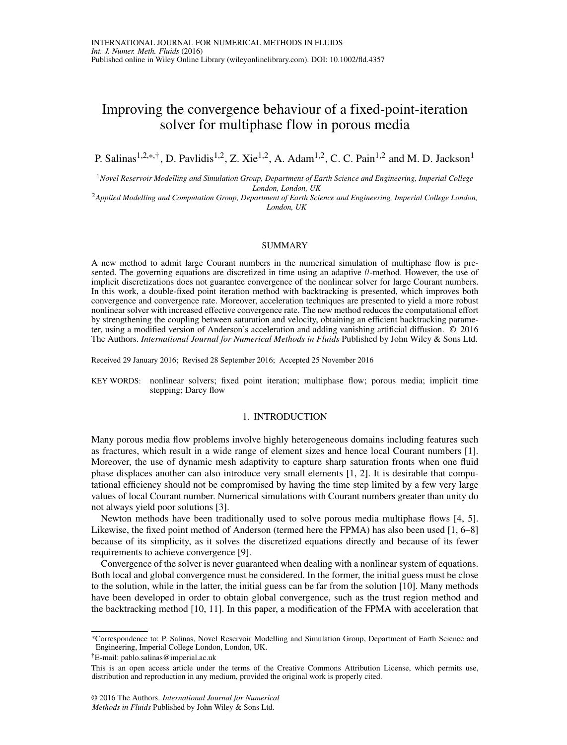INTERNATIONAL JOURNAL FOR NUMERICAL METHODS IN FLUIDS
*Int. J. Numer. Meth. Fluids* (2016)
Published online in Wiley Online Library (wileyonlinelibrary.com). DOI: 10.1002/fld.4357

# Improving the convergence behaviour of a fixed-point-iteration solver for multiphase flow in porous media

P. Salinas[1,2,*,†], D. Pavlidis[1,2], Z. Xie[1,2], A. Adam[1,2], C. C. Pain[1,2] and M. D. Jackson[1]

[1] *Novel Reservoir Modelling and Simulation Group, Department of Earth Science and Engineering, Imperial College London, London, UK*

[2] *Applied Modelling and Computation Group, Department of Earth Science and Engineering, Imperial College London, London, UK*

## SUMMARY

A new method to admit large Courant numbers in the numerical simulation of multiphase flow is presented. The governing equations are discretized in time using an adaptive $\theta$-method. However, the use of implicit discretizations does not guarantee convergence of the nonlinear solver for large Courant numbers. In this work, a double-fixed point iteration method with backtracking is presented, which improves both convergence and convergence rate. Moreover, acceleration techniques are presented to yield a more robust nonlinear solver with increased effective convergence rate. The new method reduces the computational effort by strengthening the coupling between saturation and velocity, obtaining an efficient backtracking parameter, using a modified version of Anderson's acceleration and adding vanishing artificial diffusion. © 2016 The Authors. *International Journal for Numerical Methods in Fluids* Published by John Wiley & Sons Ltd.

Received 29 January 2016; Revised 28 September 2016; Accepted 25 November 2016

KEY WORDS: nonlinear solvers; fixed point iteration; multiphase flow; porous media; implicit time stepping; Darcy flow

## 1. INTRODUCTION

Many porous media flow problems involve highly heterogeneous domains including features such as fractures, which result in a wide range of element sizes and hence local Courant numbers [1]. Moreover, the use of dynamic mesh adaptivity to capture sharp saturation fronts when one fluid phase displaces another can also introduce very small elements [1, 2]. It is desirable that computational efficiency should not be compromised by having the time step limited by a few very large values of local Courant number. Numerical simulations with Courant numbers greater than unity do not always yield poor solutions [3].

Newton methods have been traditionally used to solve porous media multiphase flows [4, 5]. Likewise, the fixed point method of Anderson (termed here the FPMA) has also been used [1, 6–8] because of its simplicity, as it solves the discretized equations directly and because of its fewer requirements to achieve convergence [9].

Convergence of the solver is never guaranteed when dealing with a nonlinear system of equations. Both local and global convergence must be considered. In the former, the initial guess must be close to the solution, while in the latter, the initial guess can be far from the solution [10]. Many methods have been developed in order to obtain global convergence, such as the trust region method and the backtracking method [10, 11]. In this paper, a modification of the FPMA with acceleration that

*Correspondence to: P. Salinas, Novel Reservoir Modelling and Simulation Group, Department of Earth Science and Engineering, Imperial College London, London, UK.

†E-mail: pablo.salinas@imperial.ac.uk

This is an open access article under the terms of the Creative Commons Attribution License, which permits use, distribution and reproduction in any medium, provided the original work is properly cited.

© 2016 The Authors. *International Journal for Numerical Methods in Fluids* Published by John Wiley & Sons Ltd.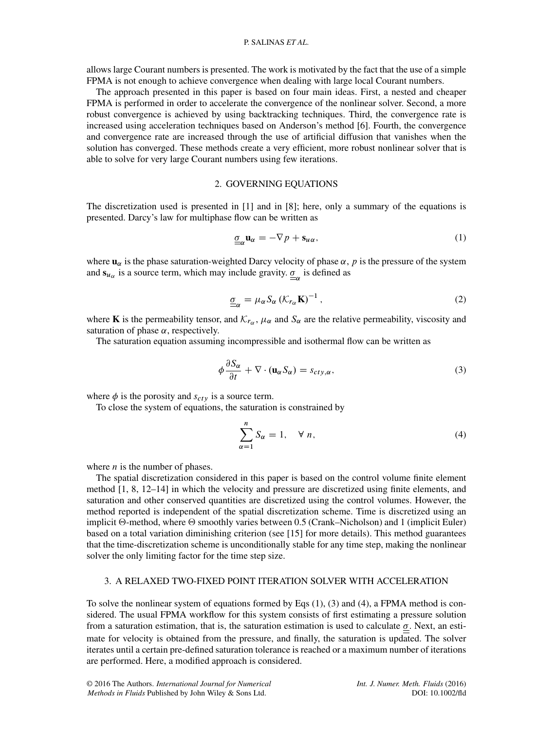allows large Courant numbers is presented. The work is motivated by the fact that the use of a simple FPMA is not enough to achieve convergence when dealing with large local Courant numbers.

The approach presented in this paper is based on four main ideas. First, a nested and cheaper FPMA is performed in order to accelerate the convergence of the nonlinear solver. Second, a more robust convergence is achieved by using backtracking techniques. Third, the convergence rate is increased using acceleration techniques based on Anderson's method [6]. Fourth, the convergence and convergence rate are increased through the use of artificial diffusion that vanishes when the solution has converged. These methods create a very efficient, more robust nonlinear solver that is able to solve for very large Courant numbers using few iterations.

## 2. GOVERNING EQUATIONS

The discretization used is presented in [1] and in [8]; here, only a summary of the equations is presented. Darcy's law for multiphase flow can be written as

$$\underline{\underline{\sigma}}_{\alpha}\mathbf{u}_{\alpha} = -\nabla p + \mathbf{s}_{u\alpha}, \tag{1}$$

where $\mathbf{u}_{\alpha}$ is the phase saturation-weighted Darcy velocity of phase $\alpha$, $p$ is the pressure of the system and $\mathbf{s}_{u_{\alpha}}$ is a source term, which may include gravity. $\underline{\underline{\sigma}}_{\alpha}$ is defined as

$$\underline{\underline{\sigma}}_{\alpha} = \mu_{\alpha} S_{\alpha} \left(\mathcal{K}_{r_{\alpha}} \mathbf{K}\right)^{-1}, \tag{2}$$

where $\mathbf{K}$ is the permeability tensor, and $\mathcal{K}_{r_{\alpha}}$, $\mu_{\alpha}$ and $S_{\alpha}$ are the relative permeability, viscosity and saturation of phase $\alpha$, respectively.

The saturation equation assuming incompressible and isothermal flow can be written as

$$\phi \frac{\partial S_{\alpha}}{\partial t} + \nabla \cdot (\mathbf{u}_{\alpha} S_{\alpha}) = s_{cty,\alpha}, \tag{3}$$

where $\phi$ is the porosity and $s_{cty}$ is a source term.

To close the system of equations, the saturation is constrained by

$$\sum_{\alpha=1}^{n} S_{\alpha} = 1, \quad \forall\, n, \tag{4}$$

where $n$ is the number of phases.

The spatial discretization considered in this paper is based on the control volume finite element method [1, 8, 12–14] in which the velocity and pressure are discretized using finite elements, and saturation and other conserved quantities are discretized using the control volumes. However, the method reported is independent of the spatial discretization scheme. Time is discretized using an implicit $\Theta$-method, where $\Theta$ smoothly varies between 0.5 (Crank–Nicholson) and 1 (implicit Euler) based on a total variation diminishing criterion (see [15] for more details). This method guarantees that the time-discretization scheme is unconditionally stable for any time step, making the nonlinear solver the only limiting factor for the time step size.

## 3. A RELAXED TWO-FIXED POINT ITERATION SOLVER WITH ACCELERATION

To solve the nonlinear system of equations formed by Eqs (1), (3) and (4), a FPMA method is considered. The usual FPMA workflow for this system consists of first estimating a pressure solution from a saturation estimation, that is, the saturation estimation is used to calculate $\underline{\underline{\sigma}}$. Next, an estimate for velocity is obtained from the pressure, and finally, the saturation is updated. The solver iterates until a certain pre-defined saturation tolerance is reached or a maximum number of iterations are performed. Here, a modified approach is considered.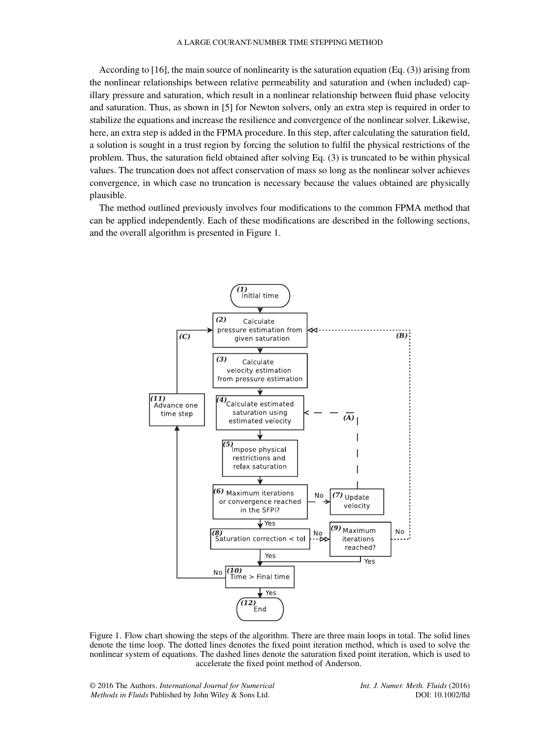According to [16], the main source of nonlinearity is the saturation equation (Eq. (3)) arising from the nonlinear relationships between relative permeability and saturation and (when included) capillary pressure and saturation, which result in a nonlinear relationship between fluid phase velocity and saturation. Thus, as shown in [5] for Newton solvers, only an extra step is required in order to stabilize the equations and increase the resilience and convergence of the nonlinear solver. Likewise, here, an extra step is added in the FPMA procedure. In this step, after calculating the saturation field, a solution is sought in a trust region by forcing the solution to fulfil the physical restrictions of the problem. Thus, the saturation field obtained after solving Eq. (3) is truncated to be within physical values. The truncation does not affect conservation of mass so long as the nonlinear solver achieves convergence, in which case no truncation is necessary because the values obtained are physically plausible.

The method outlined previously involves four modifications to the common FPMA method that can be applied independently. Each of these modifications are described in the following sections, and the overall algorithm is presented in Figure 1.

Figure 1. Flow chart showing the steps of the algorithm. There are three main loops in total. The solid lines denote the time loop. The dotted lines denotes the fixed point iteration method, which is used to solve the nonlinear system of equations. The dashed lines denote the saturation fixed point iteration, which is used to accelerate the fixed point method of Anderson.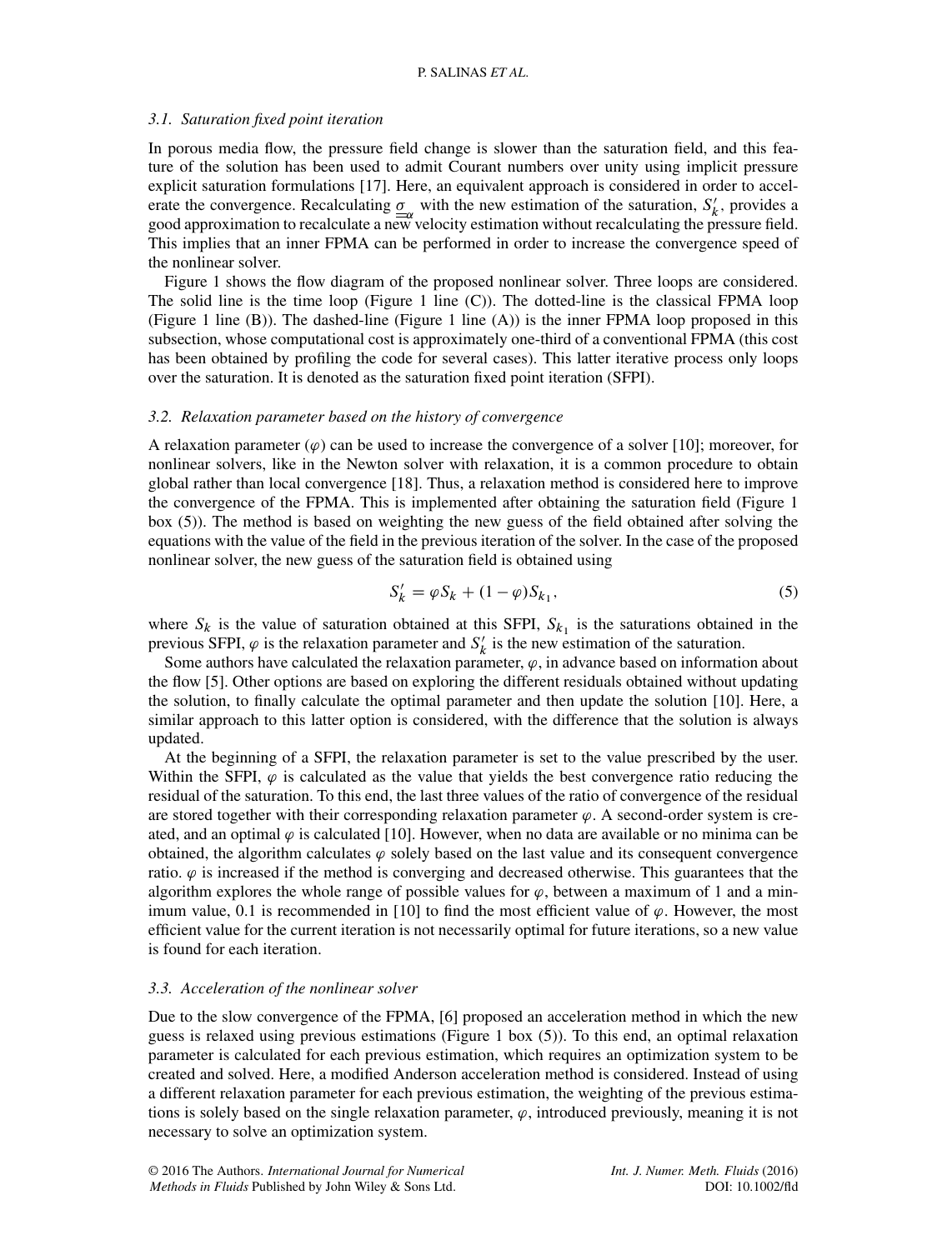### 3.1. Saturation fixed point iteration

In porous media flow, the pressure field change is slower than the saturation field, and this feature of the solution has been used to admit Courant numbers over unity using implicit pressure explicit saturation formulations [17]. Here, an equivalent approach is considered in order to accelerate the convergence. Recalculating $\underline{\underline{\sigma}}_{\alpha}$ with the new estimation of the saturation, $S'_k$, provides a good approximation to recalculate a new velocity estimation without recalculating the pressure field. This implies that an inner FPMA can be performed in order to increase the convergence speed of the nonlinear solver.

Figure 1 shows the flow diagram of the proposed nonlinear solver. Three loops are considered. The solid line is the time loop (Figure 1 line (C)). The dotted-line is the classical FPMA loop (Figure 1 line (B)). The dashed-line (Figure 1 line (A)) is the inner FPMA loop proposed in this subsection, whose computational cost is approximately one-third of a conventional FPMA (this cost has been obtained by profiling the code for several cases). This latter iterative process only loops over the saturation. It is denoted as the saturation fixed point iteration (SFPI).

### 3.2. Relaxation parameter based on the history of convergence

A relaxation parameter ($\varphi$) can be used to increase the convergence of a solver [10]; moreover, for nonlinear solvers, like in the Newton solver with relaxation, it is a common procedure to obtain global rather than local convergence [18]. Thus, a relaxation method is considered here to improve the convergence of the FPMA. This is implemented after obtaining the saturation field (Figure 1 box (5)). The method is based on weighting the new guess of the field obtained after solving the equations with the value of the field in the previous iteration of the solver. In the case of the proposed nonlinear solver, the new guess of the saturation field is obtained using

$$S'_k = \varphi S_k + (1 - \varphi) S_{k_1}, \tag{5}$$

where $S_k$ is the value of saturation obtained at this SFPI, $S_{k_1}$ is the saturations obtained in the previous SFPI, $\varphi$ is the relaxation parameter and $S'_k$ is the new estimation of the saturation.

Some authors have calculated the relaxation parameter, $\varphi$, in advance based on information about the flow [5]. Other options are based on exploring the different residuals obtained without updating the solution, to finally calculate the optimal parameter and then update the solution [10]. Here, a similar approach to this latter option is considered, with the difference that the solution is always updated.

At the beginning of a SFPI, the relaxation parameter is set to the value prescribed by the user. Within the SFPI, $\varphi$ is calculated as the value that yields the best convergence ratio reducing the residual of the saturation. To this end, the last three values of the ratio of convergence of the residual are stored together with their corresponding relaxation parameter $\varphi$. A second-order system is created, and an optimal $\varphi$ is calculated [10]. However, when no data are available or no minima can be obtained, the algorithm calculates $\varphi$ solely based on the last value and its consequent convergence ratio. $\varphi$ is increased if the method is converging and decreased otherwise. This guarantees that the algorithm explores the whole range of possible values for $\varphi$, between a maximum of 1 and a minimum value, 0.1 is recommended in [10] to find the most efficient value of $\varphi$. However, the most efficient value for the current iteration is not necessarily optimal for future iterations, so a new value is found for each iteration.

### 3.3. Acceleration of the nonlinear solver

Due to the slow convergence of the FPMA, [6] proposed an acceleration method in which the new guess is relaxed using previous estimations (Figure 1 box (5)). To this end, an optimal relaxation parameter is calculated for each previous estimation, which requires an optimization system to be created and solved. Here, a modified Anderson acceleration method is considered. Instead of using a different relaxation parameter for each previous estimation, the weighting of the previous estimations is solely based on the single relaxation parameter, $\varphi$, introduced previously, meaning it is not necessary to solve an optimization system.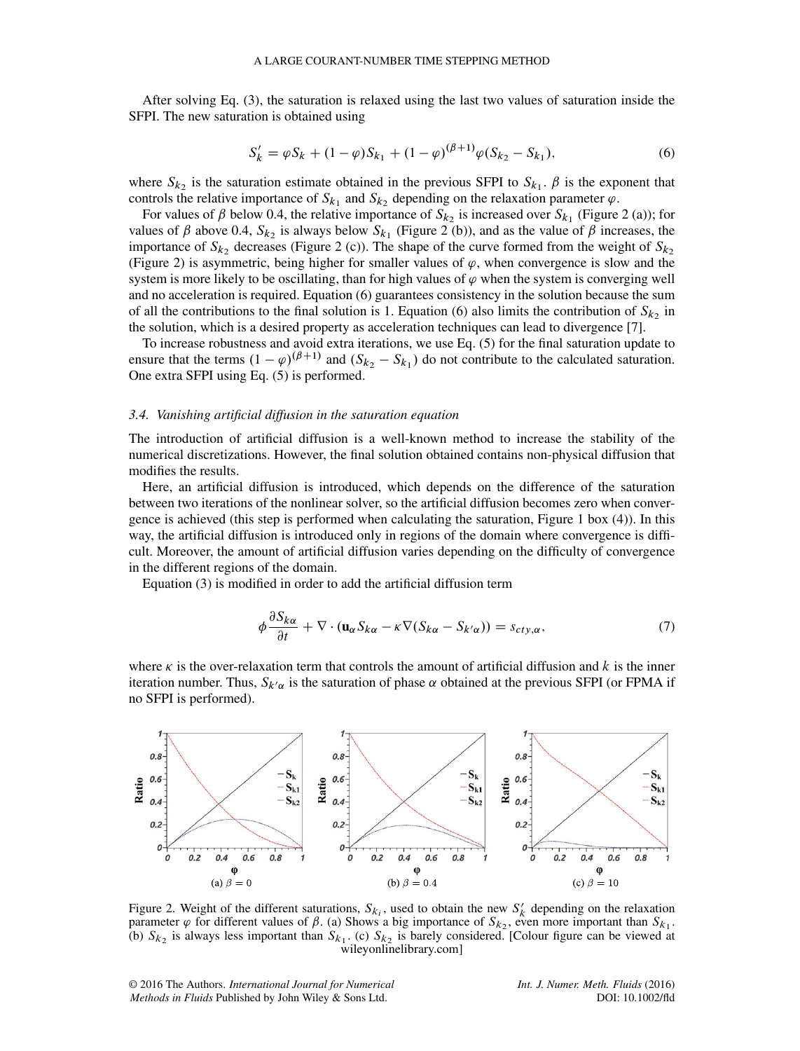After solving Eq. (3), the saturation is relaxed using the last two values of saturation inside the SFPI. The new saturation is obtained using

$$S'_k = \varphi S_k + (1-\varphi) S_{k_1} + (1-\varphi)^{(\beta+1)} \varphi (S_{k_2} - S_{k_1}), \tag{6}$$

where $S_{k_2}$ is the saturation estimate obtained in the previous SFPI to $S_{k_1}$. $\beta$ is the exponent that controls the relative importance of $S_{k_1}$ and $S_{k_2}$ depending on the relaxation parameter $\varphi$.

For values of $\beta$ below 0.4, the relative importance of $S_{k_2}$ is increased over $S_{k_1}$ (Figure 2 (a)); for values of $\beta$ above 0.4, $S_{k_2}$ is always below $S_{k_1}$ (Figure 2 (b)), and as the value of $\beta$ increases, the importance of $S_{k_2}$ decreases (Figure 2 (c)). The shape of the curve formed from the weight of $S_{k_2}$ (Figure 2) is asymmetric, being higher for smaller values of $\varphi$, when convergence is slow and the system is more likely to be oscillating, than for high values of $\varphi$ when the system is converging well and no acceleration is required. Equation (6) guarantees consistency in the solution because the sum of all the contributions to the final solution is 1. Equation (6) also limits the contribution of $S_{k_2}$ in the solution, which is a desired property as acceleration techniques can lead to divergence [7].

To increase robustness and avoid extra iterations, we use Eq. (5) for the final saturation update to ensure that the terms $(1-\varphi)^{(\beta+1)}$ and $(S_{k_2} - S_{k_1})$ do not contribute to the calculated saturation. One extra SFPI using Eq. (5) is performed.

### 3.4. *Vanishing artificial diffusion in the saturation equation*

The introduction of artificial diffusion is a well-known method to increase the stability of the numerical discretizations. However, the final solution obtained contains non-physical diffusion that modifies the results.

Here, an artificial diffusion is introduced, which depends on the difference of the saturation between two iterations of the nonlinear solver, so the artificial diffusion becomes zero when convergence is achieved (this step is performed when calculating the saturation, Figure 1 box (4)). In this way, the artificial diffusion is introduced only in regions of the domain where convergence is difficult. Moreover, the amount of artificial diffusion varies depending on the difficulty of convergence in the different regions of the domain.

Equation (3) is modified in order to add the artificial diffusion term

$$\phi \frac{\partial S_{k\alpha}}{\partial t} + \nabla \cdot (\mathbf{u}_\alpha S_{k\alpha} - \kappa \nabla (S_{k\alpha} - S_{k'\alpha})) = s_{cty,\alpha}, \tag{7}$$

where $\kappa$ is the over-relaxation term that controls the amount of artificial diffusion and $k$ is the inner iteration number. Thus, $S_{k'\alpha}$ is the saturation of phase $\alpha$ obtained at the previous SFPI (or FPMA if no SFPI is performed).

(a) $\beta = 0$ (b) $\beta = 0.4$ (c) $\beta = 10$

Figure 2. Weight of the different saturations, $S_{k_i}$, used to obtain the new $S'_k$ depending on the relaxation parameter $\varphi$ for different values of $\beta$. (a) Shows a big importance of $S_{k_2}$, even more important than $S_{k_1}$. (b) $S_{k_2}$ is always less important than $S_{k_1}$. (c) $S_{k_2}$ is barely considered. [Colour figure can be viewed at wileyonlinelibrary.com]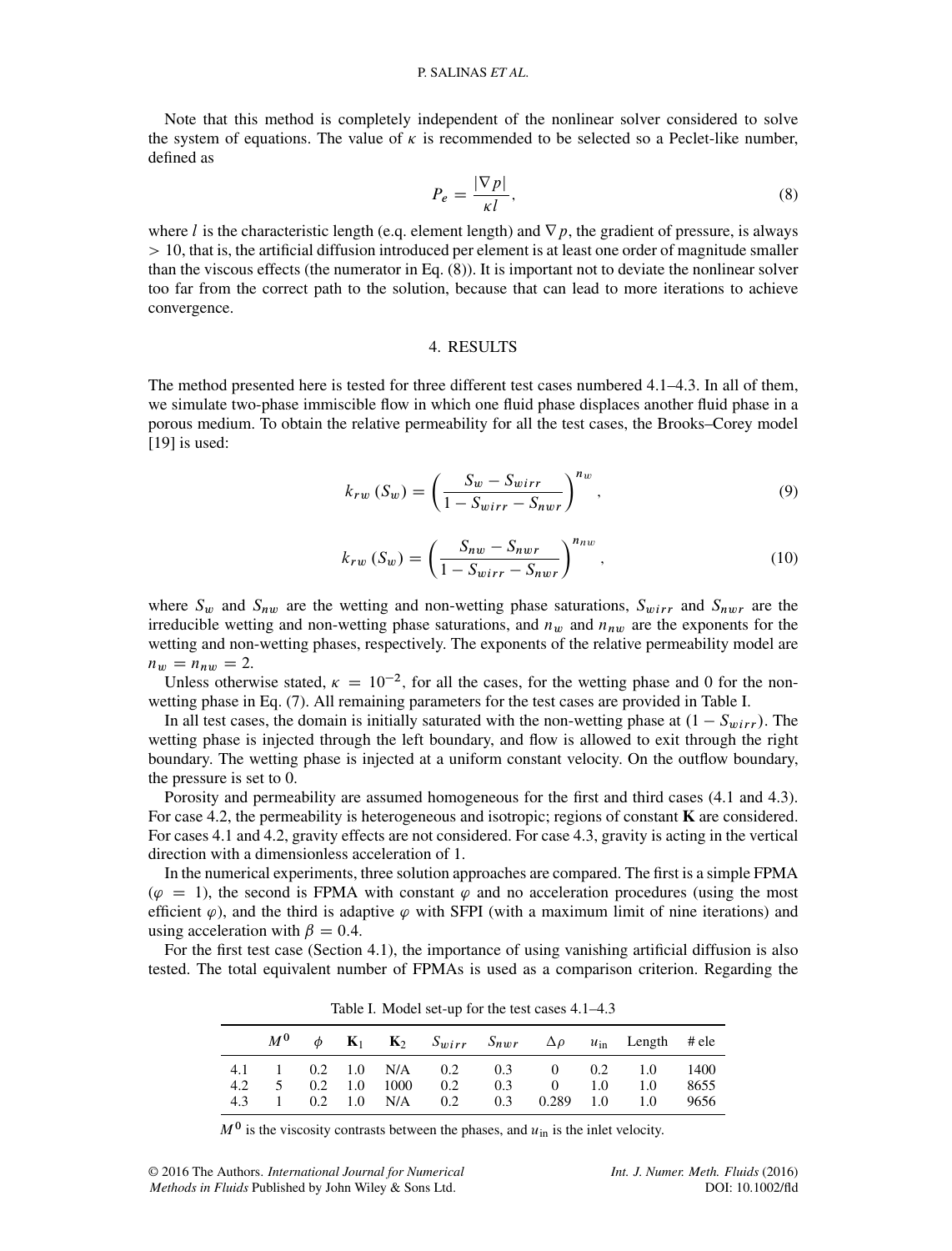Note that this method is completely independent of the nonlinear solver considered to solve the system of equations. The value of $\kappa$ is recommended to be selected so a Peclet-like number, defined as

$$P_e = \frac{|\nabla p|}{\kappa l}, \tag{8}$$

where $l$ is the characteristic length (e.q. element length) and $\nabla p$, the gradient of pressure, is always $> 10$, that is, the artificial diffusion introduced per element is at least one order of magnitude smaller than the viscous effects (the numerator in Eq. (8)). It is important not to deviate the nonlinear solver too far from the correct path to the solution, because that can lead to more iterations to achieve convergence.

## 4. RESULTS

The method presented here is tested for three different test cases numbered 4.1–4.3. In all of them, we simulate two-phase immiscible flow in which one fluid phase displaces another fluid phase in a porous medium. To obtain the relative permeability for all the test cases, the Brooks–Corey model [19] is used:

$$k_{rw}(S_w) = \left(\frac{S_w - S_{wirr}}{1 - S_{wirr} - S_{nwr}}\right)^{n_w}, \tag{9}$$

$$k_{rw}(S_w) = \left(\frac{S_{nw} - S_{nwr}}{1 - S_{wirr} - S_{nwr}}\right)^{n_{nw}}, \tag{10}$$

where $S_w$ and $S_{nw}$ are the wetting and non-wetting phase saturations, $S_{wirr}$ and $S_{nwr}$ are the irreducible wetting and non-wetting phase saturations, and $n_w$ and $n_{nw}$ are the exponents for the wetting and non-wetting phases, respectively. The exponents of the relative permeability model are $n_w = n_{nw} = 2$.

Unless otherwise stated, $\kappa = 10^{-2}$, for all the cases, for the wetting phase and 0 for the non-wetting phase in Eq. (7). All remaining parameters for the test cases are provided in Table I.

In all test cases, the domain is initially saturated with the non-wetting phase at $(1 - S_{wirr})$. The wetting phase is injected through the left boundary, and flow is allowed to exit through the right boundary. The wetting phase is injected at a uniform constant velocity. On the outflow boundary, the pressure is set to 0.

Porosity and permeability are assumed homogeneous for the first and third cases (4.1 and 4.3). For case 4.2, the permeability is heterogeneous and isotropic; regions of constant $\mathbf{K}$ are considered. For cases 4.1 and 4.2, gravity effects are not considered. For case 4.3, gravity is acting in the vertical direction with a dimensionless acceleration of 1.

In the numerical experiments, three solution approaches are compared. The first is a simple FPMA ($\varphi = 1$), the second is FPMA with constant $\varphi$ and no acceleration procedures (using the most efficient $\varphi$), and the third is adaptive $\varphi$ with SFPI (with a maximum limit of nine iterations) and using acceleration with $\beta = 0.4$.

For the first test case (Section 4.1), the importance of using vanishing artificial diffusion is also tested. The total equivalent number of FPMAs is used as a comparison criterion. Regarding the

Table I. Model set-up for the test cases 4.1–4.3

| | $M^0$ | $\phi$ | $\mathbf{K}_1$ | $\mathbf{K}_2$ | $S_{wirr}$ | $S_{nwr}$ | $\Delta\rho$ | $u_{\text{in}}$ | Length | # ele |
|---|---|---|---|---|---|---|---|---|---|---|
| 4.1 | 1 | 0.2 | 1.0 | N/A | 0.2 | 0.3 | 0 | 0.2 | 1.0 | 1400 |
| 4.2 | 5 | 0.2 | 1.0 | 1000 | 0.2 | 0.3 | 0 | 1.0 | 1.0 | 8655 |
| 4.3 | 1 | 0.2 | 1.0 | N/A | 0.2 | 0.3 | 0.289 | 1.0 | 1.0 | 9656 |

$M^0$ is the viscosity contrasts between the phases, and $u_{\text{in}}$ is the inlet velocity.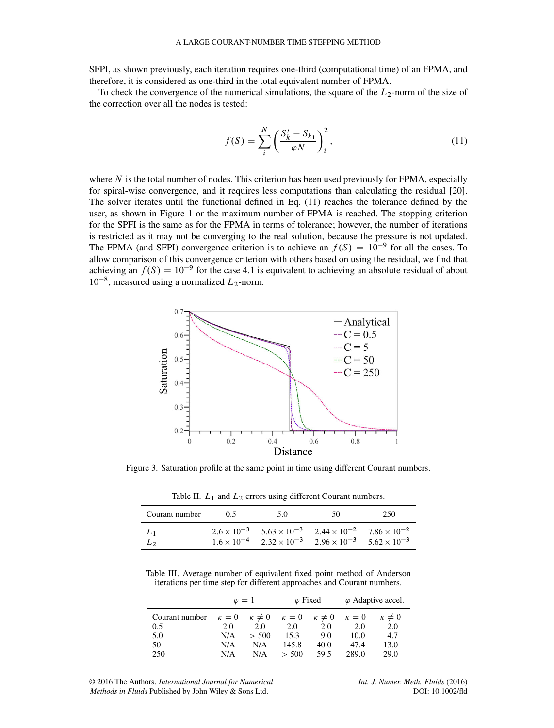SFPI, as shown previously, each iteration requires one-third (computational time) of an FPMA, and therefore, it is considered as one-third in the total equivalent number of FPMA.

To check the convergence of the numerical simulations, the square of the $L_2$-norm of the size of the correction over all the nodes is tested:

$$f(S) = \sum_{i}^{N} \left( \frac{S_k' - S_{k_1}}{\varphi N} \right)_i^2, \tag{11}$$

where $N$ is the total number of nodes. This criterion has been used previously for FPMA, especially for spiral-wise convergence, and it requires less computations than calculating the residual [20]. The solver iterates until the functional defined in Eq. (11) reaches the tolerance defined by the user, as shown in Figure 1 or the maximum number of FPMA is reached. The stopping criterion for the SPFI is the same as for the FPMA in terms of tolerance; however, the number of iterations is restricted as it may not be converging to the real solution, because the pressure is not updated. The FPMA (and SFPI) convergence criterion is to achieve an $f(S) = 10^{-9}$ for all the cases. To allow comparison of this convergence criterion with others based on using the residual, we find that achieving an $f(S) = 10^{-9}$ for the case 4.1 is equivalent to achieving an absolute residual of about $10^{-8}$, measured using a normalized $L_2$-norm.

Figure 3. Saturation profile at the same point in time using different Courant numbers.

Table II. $L_1$ and $L_2$ errors using different Courant numbers.

| Courant number | 0.5 | 5.0 | 50 | 250 |
|---|---|---|---|---|
| $L_1$ | $2.6 \times 10^{-3}$ | $5.63 \times 10^{-3}$ | $2.44 \times 10^{-2}$ | $7.86 \times 10^{-2}$ |
| $L_2$ | $1.6 \times 10^{-4}$ | $2.32 \times 10^{-3}$ | $2.96 \times 10^{-3}$ | $5.62 \times 10^{-3}$ |

Table III. Average number of equivalent fixed point method of Anderson iterations per time step for different approaches and Courant numbers.

| | $\varphi = 1$ | | $\varphi$ Fixed | | $\varphi$ Adaptive accel. | |
|---|---|---|---|---|---|---|
| Courant number | $\kappa = 0$ | $\kappa \neq 0$ | $\kappa = 0$ | $\kappa \neq 0$ | $\kappa = 0$ | $\kappa \neq 0$ |
| 0.5 | 2.0 | 2.0 | 2.0 | 2.0 | 2.0 | 2.0 |
| 5.0 | N/A | > 500 | 15.3 | 9.0 | 10.0 | 4.7 |
| 50 | N/A | N/A | 145.8 | 40.0 | 47.4 | 13.0 |
| 250 | N/A | N/A | > 500 | 59.5 | 289.0 | 29.0 |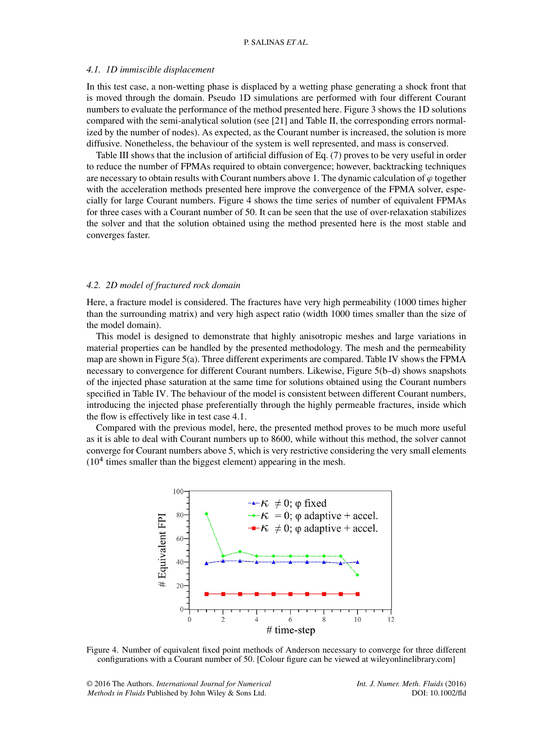### 4.1. 1D immiscible displacement

In this test case, a non-wetting phase is displaced by a wetting phase generating a shock front that is moved through the domain. Pseudo 1D simulations are performed with four different Courant numbers to evaluate the performance of the method presented here. Figure 3 shows the 1D solutions compared with the semi-analytical solution (see [21] and Table II, the corresponding errors normalized by the number of nodes). As expected, as the Courant number is increased, the solution is more diffusive. Nonetheless, the behaviour of the system is well represented, and mass is conserved.

Table III shows that the inclusion of artificial diffusion of Eq. (7) proves to be very useful in order to reduce the number of FPMAs required to obtain convergence; however, backtracking techniques are necessary to obtain results with Courant numbers above 1. The dynamic calculation of $\varphi$ together with the acceleration methods presented here improve the convergence of the FPMA solver, especially for large Courant numbers. Figure 4 shows the time series of number of equivalent FPMAs for three cases with a Courant number of 50. It can be seen that the use of over-relaxation stabilizes the solver and that the solution obtained using the method presented here is the most stable and converges faster.

### 4.2. 2D model of fractured rock domain

Here, a fracture model is considered. The fractures have very high permeability (1000 times higher than the surrounding matrix) and very high aspect ratio (width 1000 times smaller than the size of the model domain).

This model is designed to demonstrate that highly anisotropic meshes and large variations in material properties can be handled by the presented methodology. The mesh and the permeability map are shown in Figure 5(a). Three different experiments are compared. Table IV shows the FPMA necessary to convergence for different Courant numbers. Likewise, Figure 5(b–d) shows snapshots of the injected phase saturation at the same time for solutions obtained using the Courant numbers specified in Table IV. The behaviour of the model is consistent between different Courant numbers, introducing the injected phase preferentially through the highly permeable fractures, inside which the flow is effectively like in test case 4.1.

Compared with the previous model, here, the presented method proves to be much more useful as it is able to deal with Courant numbers up to 8600, while without this method, the solver cannot converge for Courant numbers above 5, which is very restrictive considering the very small elements ($10^4$ times smaller than the biggest element) appearing in the mesh.

Figure 4. Number of equivalent fixed point methods of Anderson necessary to converge for three different configurations with a Courant number of 50. [Colour figure can be viewed at wileyonlinelibrary.com]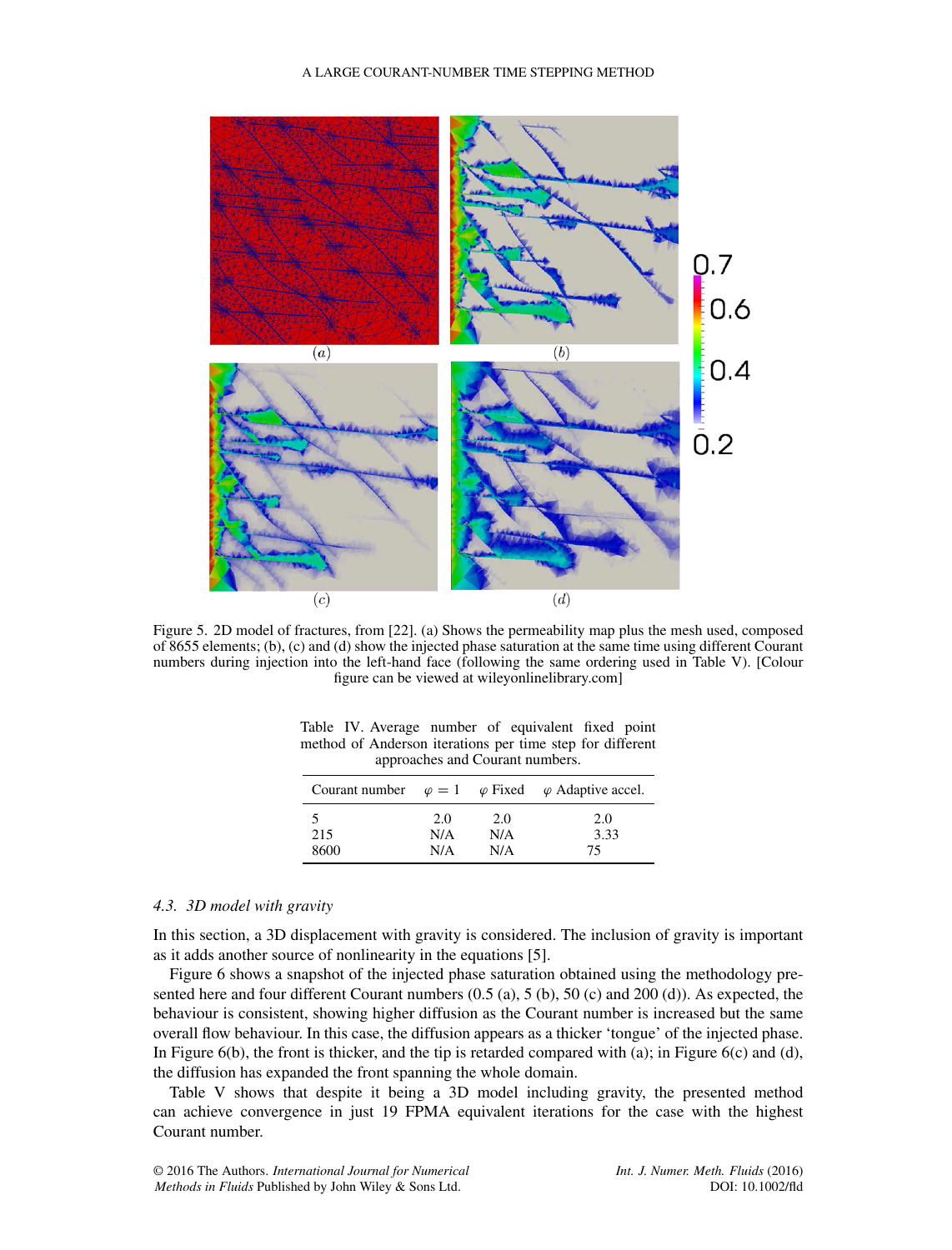Figure 5. 2D model of fractures, from [22]. (a) Shows the permeability map plus the mesh used, composed of 8655 elements; (b), (c) and (d) show the injected phase saturation at the same time using different Courant numbers during injection into the left-hand face (following the same ordering used in Table V). [Colour figure can be viewed at wileyonlinelibrary.com]

Table IV. Average number of equivalent fixed point method of Anderson iterations per time step for different approaches and Courant numbers.

| Courant number | $\varphi = 1$ | $\varphi$ Fixed | $\varphi$ Adaptive accel. |
|---|---|---|---|
| 5 | 2.0 | 2.0 | 2.0 |
| 215 | N/A | N/A | 3.33 |
| 8600 | N/A | N/A | 75 |

### 4.3. 3D model with gravity

In this section, a 3D displacement with gravity is considered. The inclusion of gravity is important as it adds another source of nonlinearity in the equations [5].

Figure 6 shows a snapshot of the injected phase saturation obtained using the methodology presented here and four different Courant numbers (0.5 (a), 5 (b), 50 (c) and 200 (d)). As expected, the behaviour is consistent, showing higher diffusion as the Courant number is increased but the same overall flow behaviour. In this case, the diffusion appears as a thicker 'tongue' of the injected phase. In Figure 6(b), the front is thicker, and the tip is retarded compared with (a); in Figure 6(c) and (d), the diffusion has expanded the front spanning the whole domain.

Table V shows that despite it being a 3D model including gravity, the presented method can achieve convergence in just 19 FPMA equivalent iterations for the case with the highest Courant number.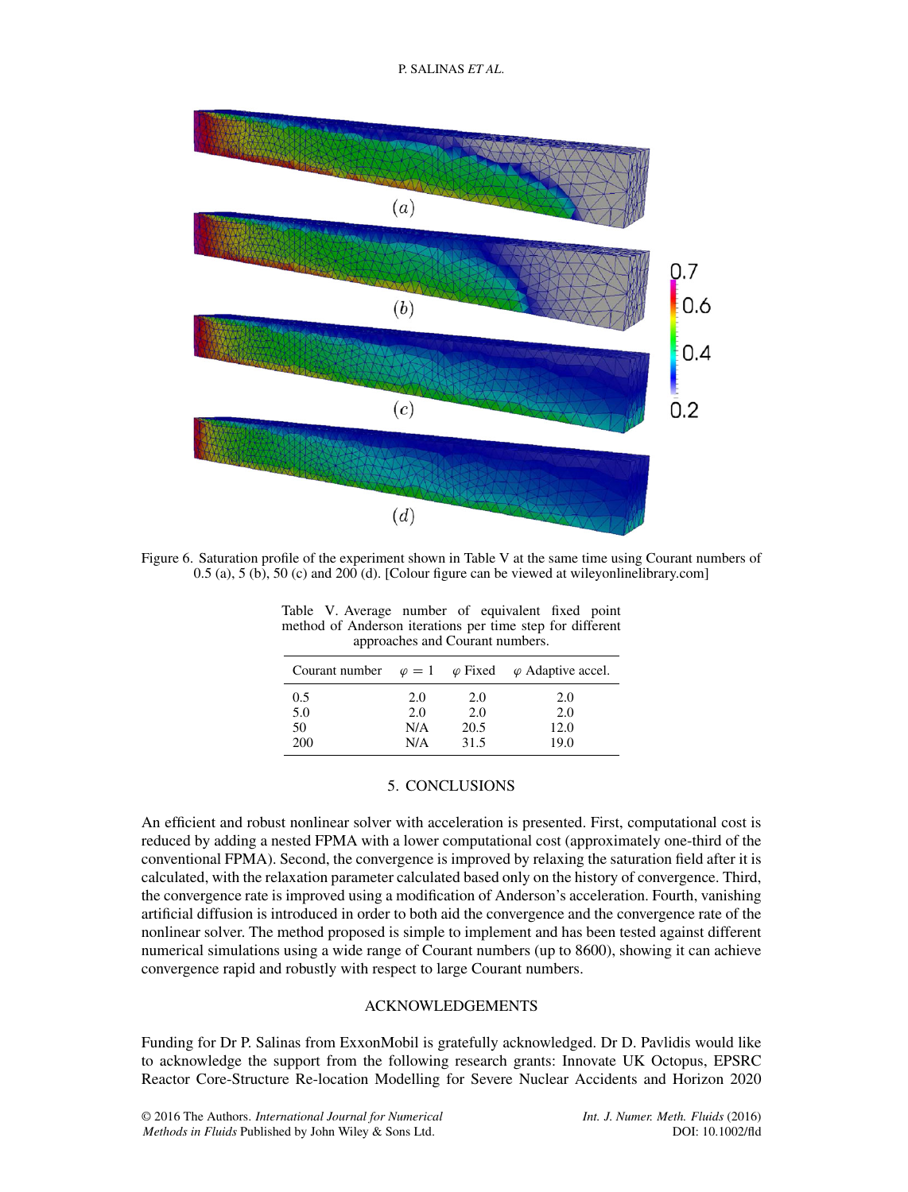Figure 6. Saturation profile of the experiment shown in Table V at the same time using Courant numbers of 0.5 (a), 5 (b), 50 (c) and 200 (d). [Colour figure can be viewed at wileyonlinelibrary.com]

Table V. Average number of equivalent fixed point method of Anderson iterations per time step for different approaches and Courant numbers.

| Courant number | $\varphi = 1$ | $\varphi$ Fixed | $\varphi$ Adaptive accel. |
|---|---|---|---|
| 0.5 | 2.0 | 2.0 | 2.0 |
| 5.0 | 2.0 | 2.0 | 2.0 |
| 50 | N/A | 20.5 | 12.0 |
| 200 | N/A | 31.5 | 19.0 |

## 5. CONCLUSIONS

An efficient and robust nonlinear solver with acceleration is presented. First, computational cost is reduced by adding a nested FPMA with a lower computational cost (approximately one-third of the conventional FPMA). Second, the convergence is improved by relaxing the saturation field after it is calculated, with the relaxation parameter calculated based only on the history of convergence. Third, the convergence rate is improved using a modification of Anderson's acceleration. Fourth, vanishing artificial diffusion is introduced in order to both aid the convergence and the convergence rate of the nonlinear solver. The method proposed is simple to implement and has been tested against different numerical simulations using a wide range of Courant numbers (up to 8600), showing it can achieve convergence rapid and robustly with respect to large Courant numbers.

## ACKNOWLEDGEMENTS

Funding for Dr P. Salinas from ExxonMobil is gratefully acknowledged. Dr D. Pavlidis would like to acknowledge the support from the following research grants: Innovate UK Octopus, EPSRC Reactor Core-Structure Re-location Modelling for Severe Nuclear Accidents and Horizon 2020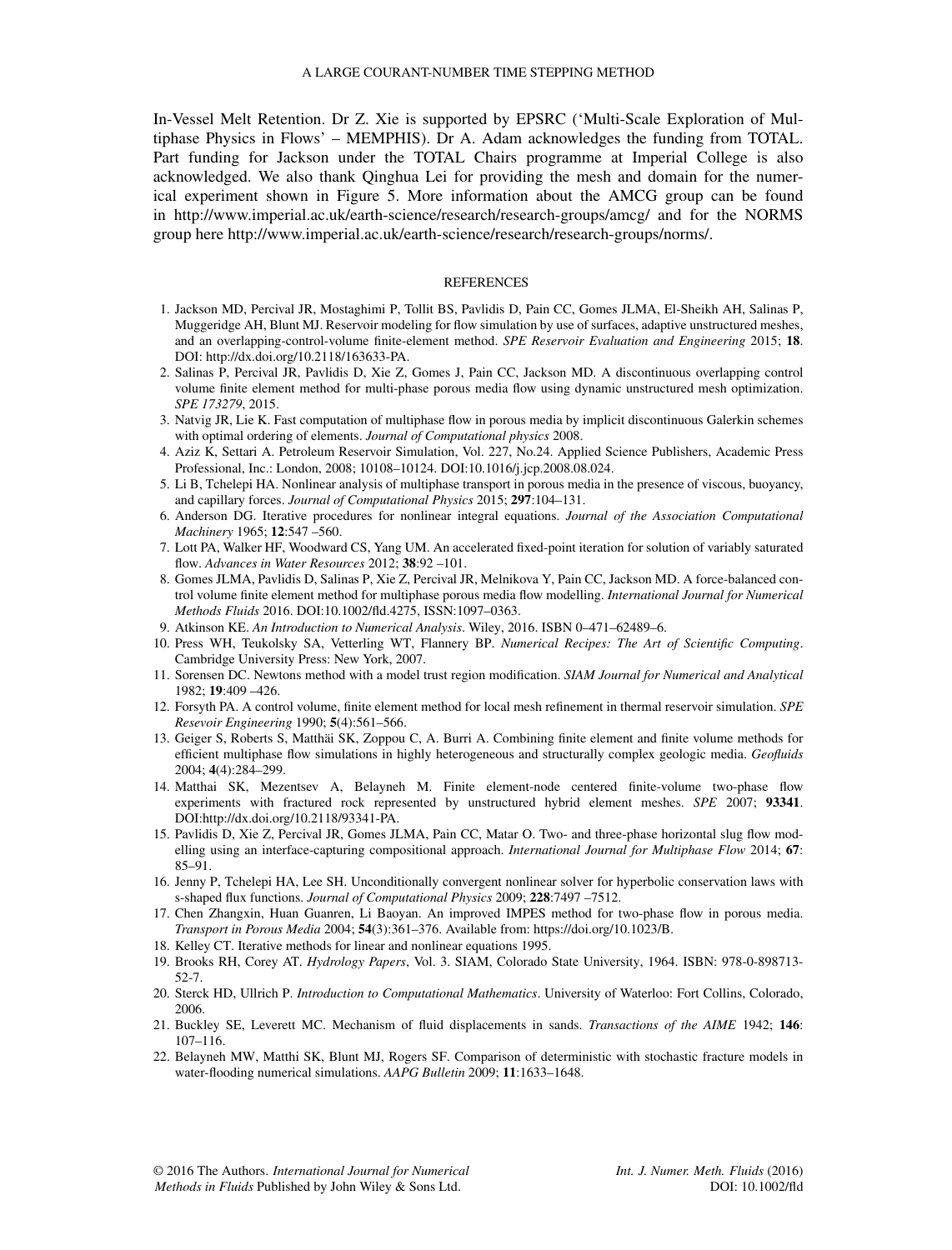In-Vessel Melt Retention. Dr Z. Xie is supported by EPSRC ('Multi-Scale Exploration of Multiphase Physics in Flows' – MEMPHIS). Dr A. Adam acknowledges the funding from TOTAL. Part funding for Jackson under the TOTAL Chairs programme at Imperial College is also acknowledged. We also thank Qinghua Lei for providing the mesh and domain for the numerical experiment shown in Figure 5. More information about the AMCG group can be found in http://www.imperial.ac.uk/earth-science/research/research-groups/amcg/ and for the NORMS group here http://www.imperial.ac.uk/earth-science/research/research-groups/norms/.

## REFERENCES

1. Jackson MD, Percival JR, Mostaghimi P, Tollit BS, Pavlidis D, Pain CC, Gomes JLMA, El-Sheikh AH, Salinas P, Muggeridge AH, Blunt MJ. Reservoir modeling for flow simulation by use of surfaces, adaptive unstructured meshes, and an overlapping-control-volume finite-element method. *SPE Reservoir Evaluation and Engineering* 2015; **18**. DOI: http://dx.doi.org/10.2118/163633-PA.
2. Salinas P, Percival JR, Pavlidis D, Xie Z, Gomes J, Pain CC, Jackson MD. A discontinuous overlapping control volume finite element method for multi-phase porous media flow using dynamic unstructured mesh optimization. *SPE 173279*, 2015.
3. Natvig JR, Lie K. Fast computation of multiphase flow in porous media by implicit discontinuous Galerkin schemes with optimal ordering of elements. *Journal of Computational physics* 2008.
4. Aziz K, Settari A. Petroleum Reservoir Simulation, Vol. 227, No.24. Applied Science Publishers, Academic Press Professional, Inc.: London, 2008; 10108–10124. DOI:10.1016/j.jcp.2008.08.024.
5. Li B, Tchelepi HA. Nonlinear analysis of multiphase transport in porous media in the presence of viscous, buoyancy, and capillary forces. *Journal of Computational Physics* 2015; **297**:104–131.
6. Anderson DG. Iterative procedures for nonlinear integral equations. *Journal of the Association Computational Machinery* 1965; **12**:547 –560.
7. Lott PA, Walker HF, Woodward CS, Yang UM. An accelerated fixed-point iteration for solution of variably saturated flow. *Advances in Water Resources* 2012; **38**:92 –101.
8. Gomes JLMA, Pavlidis D, Salinas P, Xie Z, Percival JR, Melnikova Y, Pain CC, Jackson MD. A force-balanced control volume finite element method for multiphase porous media flow modelling. *International Journal for Numerical Methods Fluids* 2016. DOI:10.1002/fld.4275, ISSN:1097–0363.
9. Atkinson KE. *An Introduction to Numerical Analysis*. Wiley, 2016. ISBN 0–471–62489–6.
10. Press WH, Teukolsky SA, Vetterling WT, Flannery BP. *Numerical Recipes: The Art of Scientific Computing*. Cambridge University Press: New York, 2007.
11. Sorensen DC. Newtons method with a model trust region modification. *SIAM Journal for Numerical and Analytical* 1982; **19**:409 –426.
12. Forsyth PA. A control volume, finite element method for local mesh refinement in thermal reservoir simulation. *SPE Resevoir Engineering* 1990; **5**(4):561–566.
13. Geiger S, Roberts S, Matthäi SK, Zoppou C, A. Burri A. Combining finite element and finite volume methods for efficient multiphase flow simulations in highly heterogeneous and structurally complex geologic media. *Geofluids* 2004; **4**(4):284–299.
14. Matthai SK, Mezentsev A, Belayneh M. Finite element-node centered finite-volume two-phase flow experiments with fractured rock represented by unstructured hybrid element meshes. *SPE* 2007; **93341**. DOI:http://dx.doi.org/10.2118/93341-PA.
15. Pavlidis D, Xie Z, Percival JR, Gomes JLMA, Pain CC, Matar O. Two- and three-phase horizontal slug flow modelling using an interface-capturing compositional approach. *International Journal for Multiphase Flow* 2014; **67**: 85–91.
16. Jenny P, Tchelepi HA, Lee SH. Unconditionally convergent nonlinear solver for hyperbolic conservation laws with s-shaped flux functions. *Journal of Computational Physics* 2009; **228**:7497 –7512.
17. Chen Zhangxin, Huan Guanren, Li Baoyan. An improved IMPES method for two-phase flow in porous media. *Transport in Porous Media* 2004; **54**(3):361–376. Available from: https://doi.org/10.1023/B.
18. Kelley CT. Iterative methods for linear and nonlinear equations 1995.
19. Brooks RH, Corey AT. *Hydrology Papers*, Vol. 3. SIAM, Colorado State University, 1964. ISBN: 978-0-898713-52-7.
20. Sterck HD, Ullrich P. *Introduction to Computational Mathematics*. University of Waterloo: Fort Collins, Colorado, 2006.
21. Buckley SE, Leverett MC. Mechanism of fluid displacements in sands. *Transactions of the AIME* 1942; **146**: 107–116.
22. Belayneh MW, Matthi SK, Blunt MJ, Rogers SF. Comparison of deterministic with stochastic fracture models in water-flooding numerical simulations. *AAPG Bulletin* 2009; **11**:1633–1648.